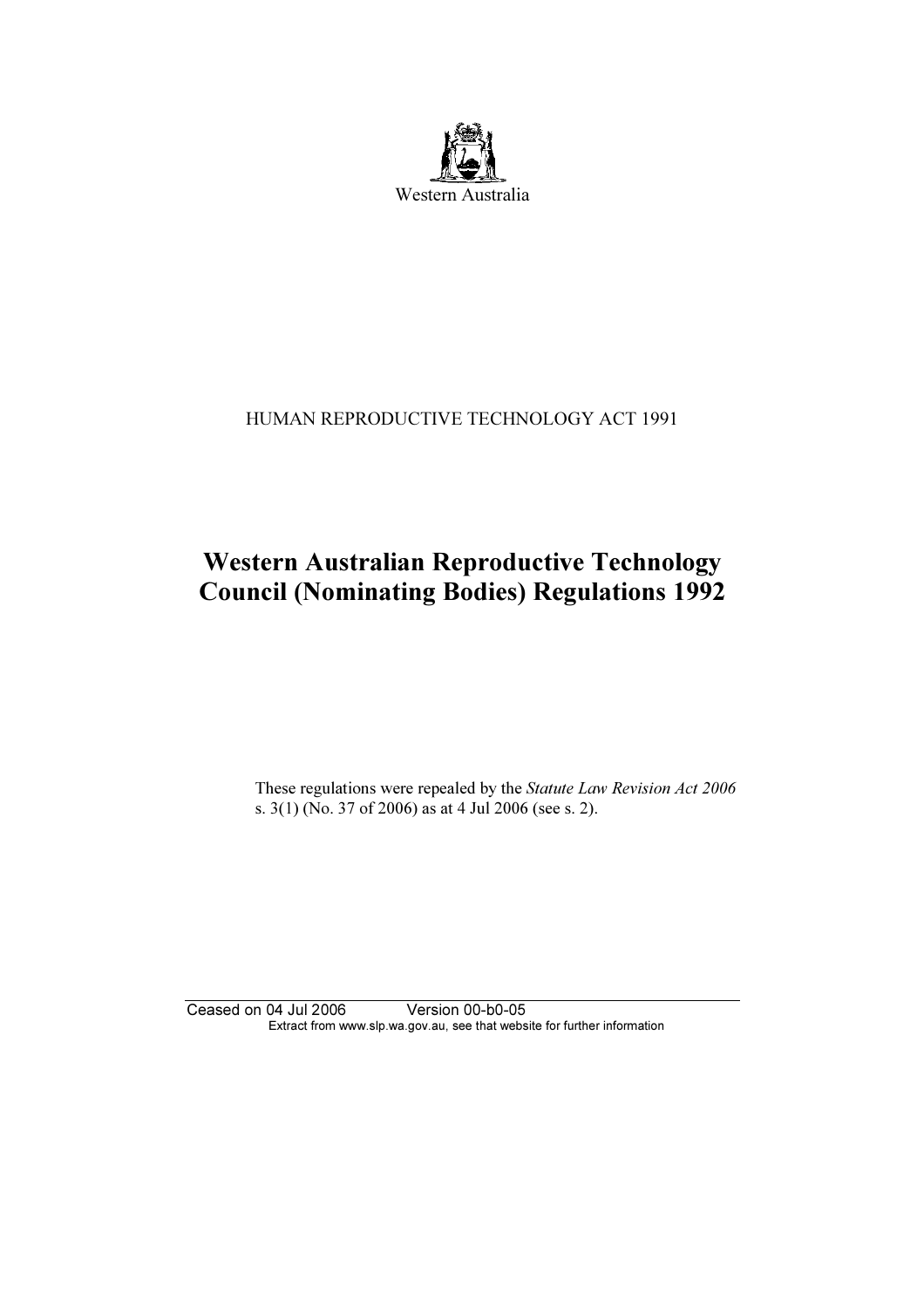Western Australia

HUMAN REPRODUCTIVE TECHNOLOGY ACT 1991

# Western Australian Reproductive Technology Council (Nominating Bodies) Regulations 1992

These regulations were repealed by the *Statute Law Revision Act 2006* s. 3(1) (No. 37 of 2006) as at 4 Jul 2006 (see s. 2).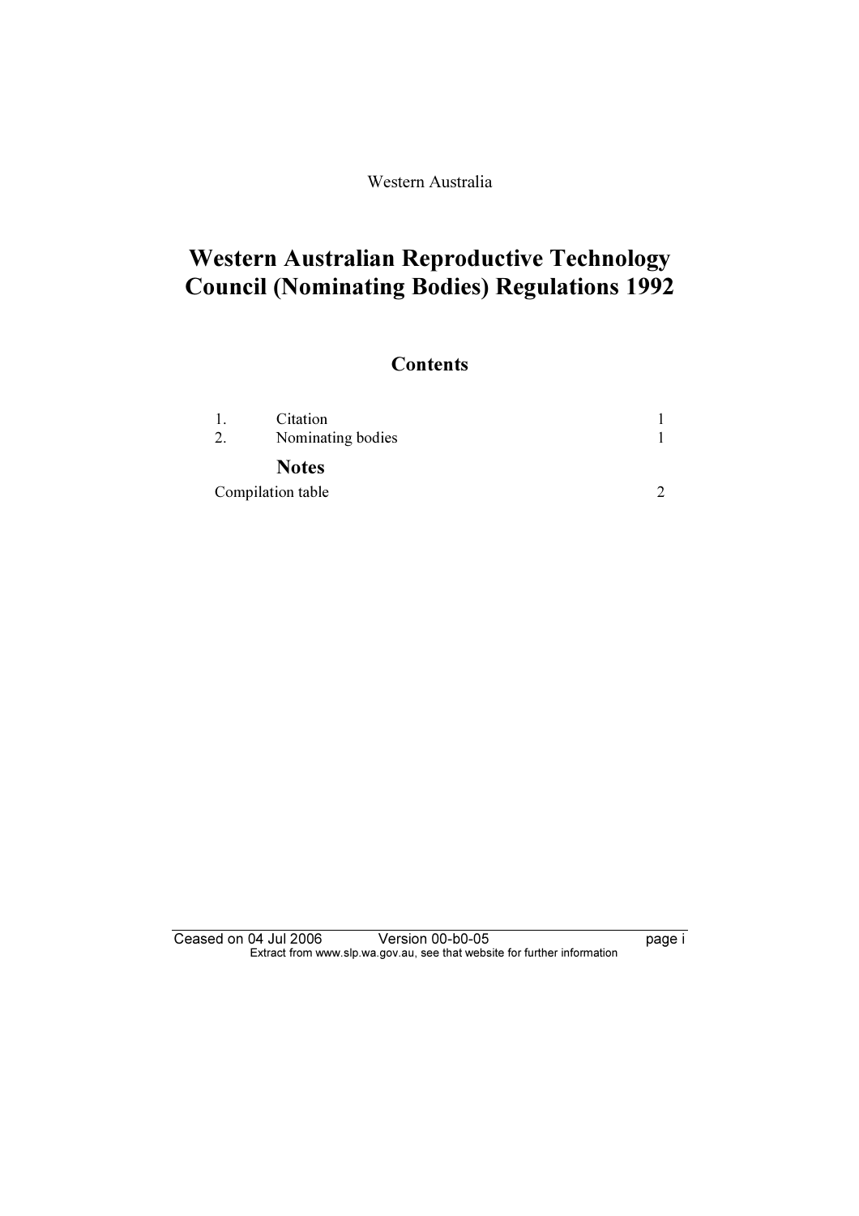Western Australia

# Western Australian Reproductive Technology Council (Nominating Bodies) Regulations 1992

## Contents

| | | |
|---|---|---|
| 1. | Citation | 1 |
| 2. | Nominating bodies | 1 |

### Notes

| | |
|---|---|
| Compilation table | 2 |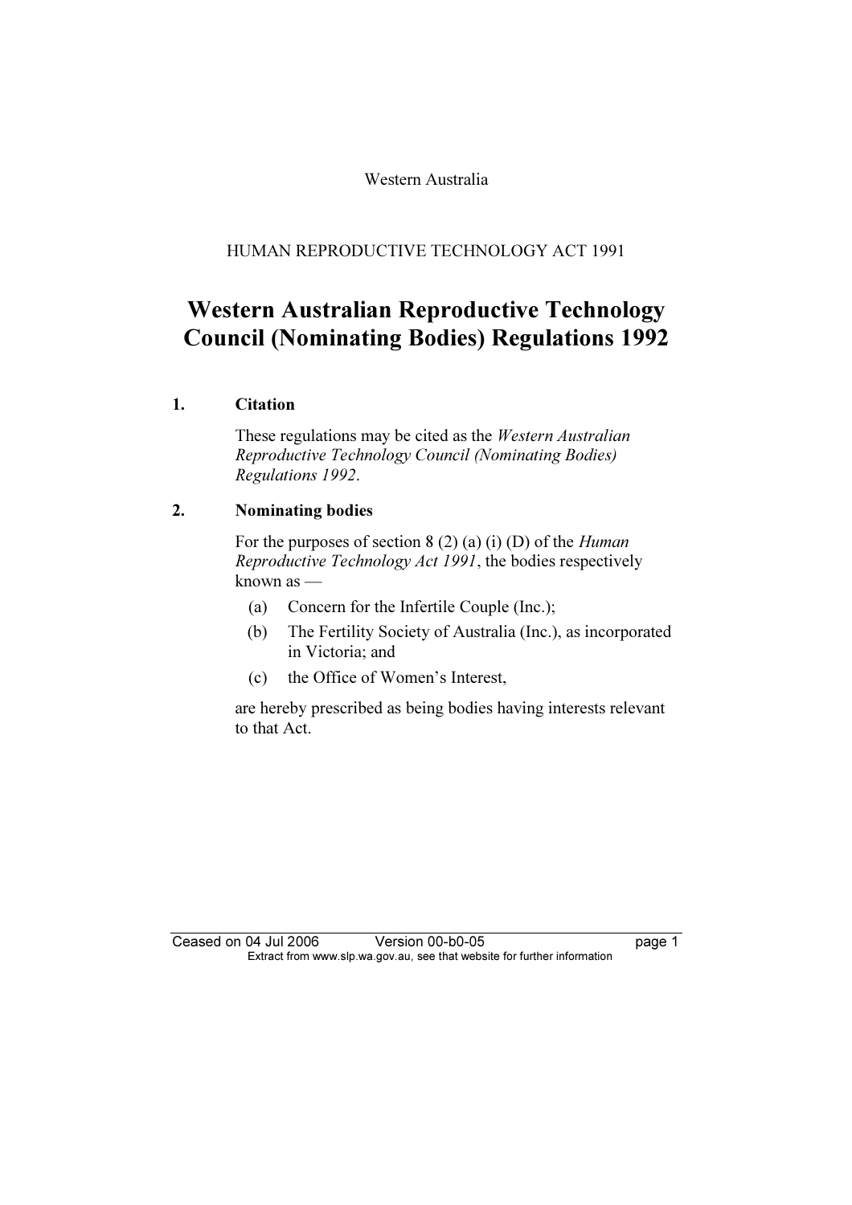Western Australia

HUMAN REPRODUCTIVE TECHNOLOGY ACT 1991

# Western Australian Reproductive Technology Council (Nominating Bodies) Regulations 1992

## 1. Citation

These regulations may be cited as the *Western Australian Reproductive Technology Council (Nominating Bodies) Regulations 1992*.

## 2. Nominating bodies

For the purposes of section 8 (2) (a) (i) (D) of the *Human Reproductive Technology Act 1991*, the bodies respectively known as —

(a) Concern for the Infertile Couple (Inc.);

(b) The Fertility Society of Australia (Inc.), as incorporated in Victoria; and

(c) the Office of Women's Interest,

are hereby prescribed as being bodies having interests relevant to that Act.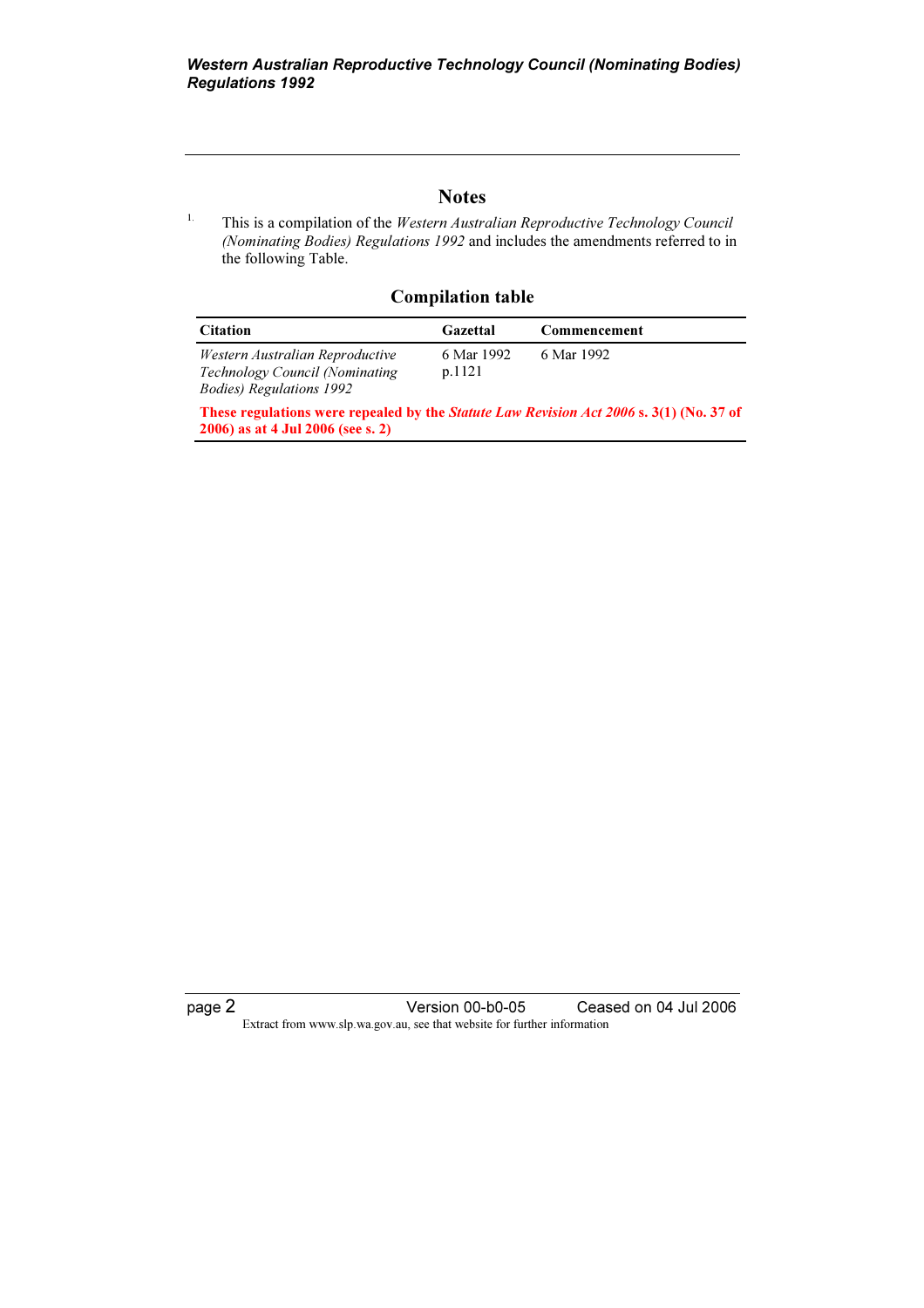## Notes

[1] This is a compilation of the *Western Australian Reproductive Technology Council (Nominating Bodies) Regulations 1992* and includes the amendments referred to in the following Table.

### Compilation table

| Citation | Gazettal | Commencement |
|---|---|---|
| *Western Australian Reproductive Technology Council (Nominating Bodies) Regulations 1992* | 6 Mar 1992 p.1121 | 6 Mar 1992 |
| **These regulations were repealed by the *Statute Law Revision Act 2006* s. 3(1) (No. 37 of 2006) as at 4 Jul 2006 (see s. 2)** | | |